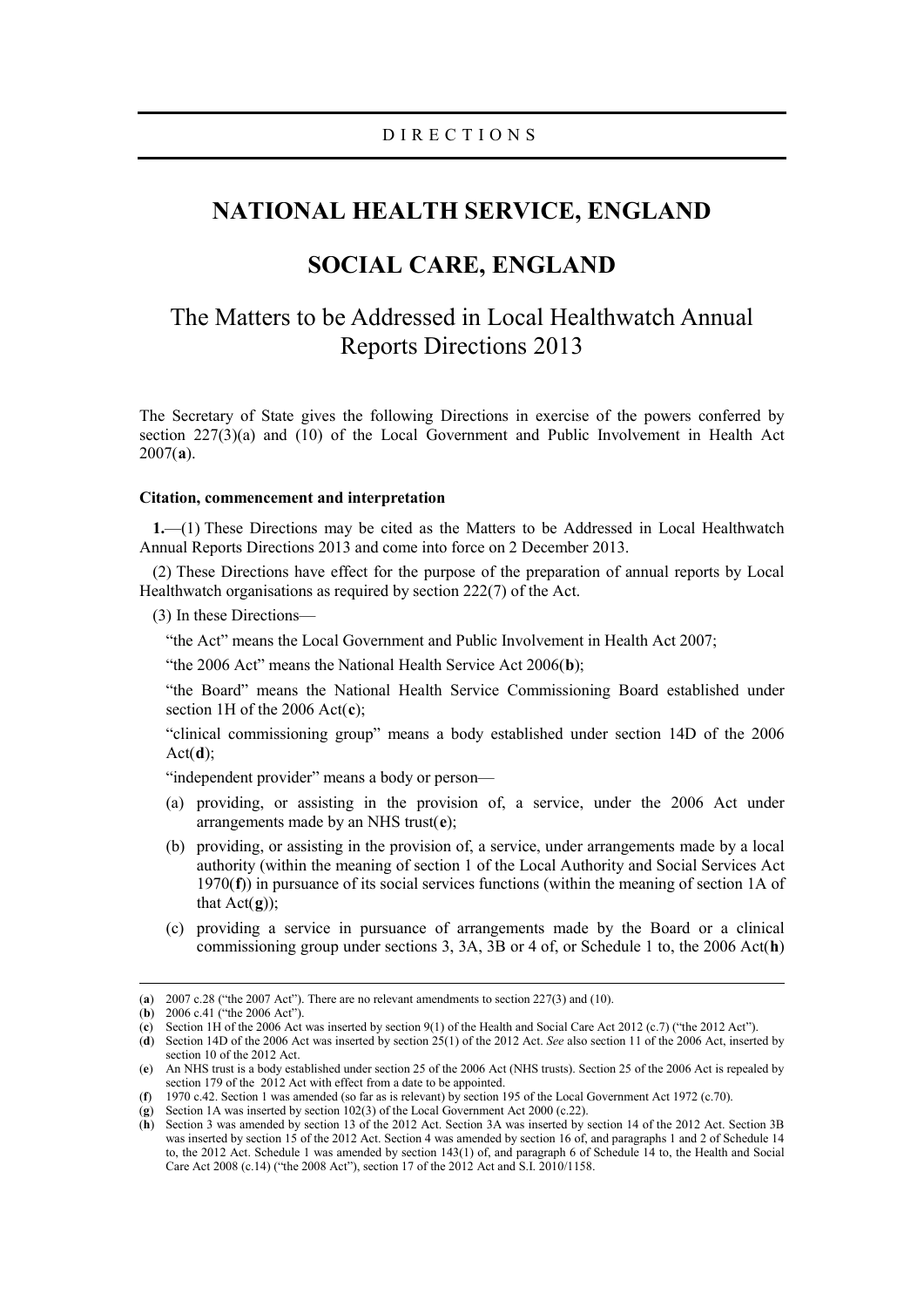DIRECTIONS

# NATIONAL HEALTH SERVICE, ENGLAND

# SOCIAL CARE, ENGLAND

## The Matters to be Addressed in Local Healthwatch Annual Reports Directions 2013

The Secretary of State gives the following Directions in exercise of the powers conferred by section 227(3)(a) and (10) of the Local Government and Public Involvement in Health Act 2007(**a**).

### Citation, commencement and interpretation

**1.**—(1) These Directions may be cited as the Matters to be Addressed in Local Healthwatch Annual Reports Directions 2013 and come into force on 2 December 2013.

(2) These Directions have effect for the purpose of the preparation of annual reports by Local Healthwatch organisations as required by section 222(7) of the Act.

(3) In these Directions—

"the Act" means the Local Government and Public Involvement in Health Act 2007;

"the 2006 Act" means the National Health Service Act 2006(**b**);

"the Board" means the National Health Service Commissioning Board established under section 1H of the 2006 Act(**c**);

"clinical commissioning group" means a body established under section 14D of the 2006 Act(**d**);

"independent provider" means a body or person—

(a) providing, or assisting in the provision of, a service, under the 2006 Act under arrangements made by an NHS trust(**e**);

(b) providing, or assisting in the provision of, a service, under arrangements made by a local authority (within the meaning of section 1 of the Local Authority and Social Services Act 1970(**f**)) in pursuance of its social services functions (within the meaning of section 1A of that Act(**g**));

(c) providing a service in pursuance of arrangements made by the Board or a clinical commissioning group under sections 3, 3A, 3B or 4 of, or Schedule 1 to, the 2006 Act(**h**)

---

(**a**) 2007 c.28 ("the 2007 Act"). There are no relevant amendments to section 227(3) and (10).

(**b**) 2006 c.41 ("the 2006 Act").

(**c**) Section 1H of the 2006 Act was inserted by section 9(1) of the Health and Social Care Act 2012 (c.7) ("the 2012 Act").

(**d**) Section 14D of the 2006 Act was inserted by section 25(1) of the 2012 Act. *See* also section 11 of the 2006 Act, inserted by section 10 of the 2012 Act.

(**e**) An NHS trust is a body established under section 25 of the 2006 Act (NHS trusts). Section 25 of the 2006 Act is repealed by section 179 of the 2012 Act with effect from a date to be appointed.

(**f**) 1970 c.42. Section 1 was amended (so far as is relevant) by section 195 of the Local Government Act 1972 (c.70).

(**g**) Section 1A was inserted by section 102(3) of the Local Government Act 2000 (c.22).

(**h**) Section 3 was amended by section 13 of the 2012 Act. Section 3A was inserted by section 14 of the 2012 Act. Section 3B was inserted by section 15 of the 2012 Act. Section 4 was amended by section 16 of, and paragraphs 1 and 2 of Schedule 14 to, the 2012 Act. Schedule 1 was amended by section 143(1) of, and paragraph 6 of Schedule 14 to, the Health and Social Care Act 2008 (c.14) ("the 2008 Act"), section 17 of the 2012 Act and S.I. 2010/1158.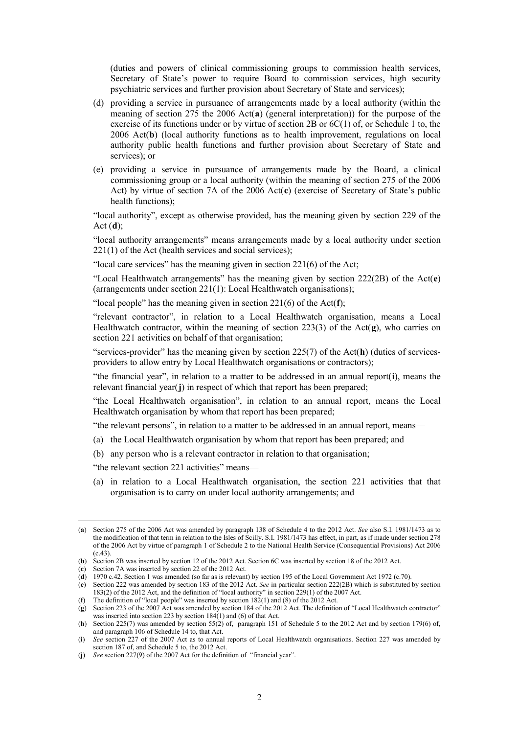(duties and powers of clinical commissioning groups to commission health services, Secretary of State's power to require Board to commission services, high security psychiatric services and further provision about Secretary of State and services);

(d) providing a service in pursuance of arrangements made by a local authority (within the meaning of section 275 the 2006 Act(**a**) (general interpretation)) for the purpose of the exercise of its functions under or by virtue of section 2B or 6C(1) of, or Schedule 1 to, the 2006 Act(**b**) (local authority functions as to health improvement, regulations on local authority public health functions and further provision about Secretary of State and services); or

(e) providing a service in pursuance of arrangements made by the Board, a clinical commissioning group or a local authority (within the meaning of section 275 of the 2006 Act) by virtue of section 7A of the 2006 Act(**c**) (exercise of Secretary of State's public health functions);

"local authority", except as otherwise provided, has the meaning given by section 229 of the Act (**d**);

"local authority arrangements" means arrangements made by a local authority under section 221(1) of the Act (health services and social services);

"local care services" has the meaning given in section 221(6) of the Act;

"Local Healthwatch arrangements" has the meaning given by section 222(2B) of the Act(**e**) (arrangements under section 221(1): Local Healthwatch organisations);

"local people" has the meaning given in section 221(6) of the Act(**f**);

"relevant contractor", in relation to a Local Healthwatch organisation, means a Local Healthwatch contractor, within the meaning of section 223(3) of the Act(**g**), who carries on section 221 activities on behalf of that organisation;

"services-provider" has the meaning given by section 225(7) of the Act(**h**) (duties of services-providers to allow entry by Local Healthwatch organisations or contractors);

"the financial year", in relation to a matter to be addressed in an annual report(**i**), means the relevant financial year(**j**) in respect of which that report has been prepared;

"the Local Healthwatch organisation", in relation to an annual report, means the Local Healthwatch organisation by whom that report has been prepared;

"the relevant persons", in relation to a matter to be addressed in an annual report, means—

(a) the Local Healthwatch organisation by whom that report has been prepared; and

(b) any person who is a relevant contractor in relation to that organisation;

"the relevant section 221 activities" means—

(a) in relation to a Local Healthwatch organisation, the section 221 activities that that organisation is to carry on under local authority arrangements; and

---

(**a**) Section 275 of the 2006 Act was amended by paragraph 138 of Schedule 4 to the 2012 Act. *See* also S.I. 1981/1473 as to the modification of that term in relation to the Isles of Scilly. S.I. 1981/1473 has effect, in part, as if made under section 278 of the 2006 Act by virtue of paragraph 1 of Schedule 2 to the National Health Service (Consequential Provisions) Act 2006 (c.43).

(**b**) Section 2B was inserted by section 12 of the 2012 Act. Section 6C was inserted by section 18 of the 2012 Act.

(**c**) Section 7A was inserted by section 22 of the 2012 Act.

(**d**) 1970 c.42. Section 1 was amended (so far as is relevant) by section 195 of the Local Government Act 1972 (c.70).

(**e**) Section 222 was amended by section 183 of the 2012 Act. *See* in particular section 222(2B) which is substituted by section 183(2) of the 2012 Act, and the definition of "local authority" in section 229(1) of the 2007 Act.

(**f**) The definition of "local people" was inserted by section 182(1) and (8) of the 2012 Act.

(**g**) Section 223 of the 2007 Act was amended by section 184 of the 2012 Act. The definition of "Local Healthwatch contractor" was inserted into section 223 by section 184(1) and (6) of that Act.

(**h**) Section 225(7) was amended by section 55(2) of, paragraph 151 of Schedule 5 to the 2012 Act and by section 179(6) of, and paragraph 106 of Schedule 14 to, that Act.

(**i**) *See* section 227 of the 2007 Act as to annual reports of Local Healthwatch organisations. Section 227 was amended by section 187 of, and Schedule 5 to, the 2012 Act.

(**j**) *See* section 227(9) of the 2007 Act for the definition of "financial year".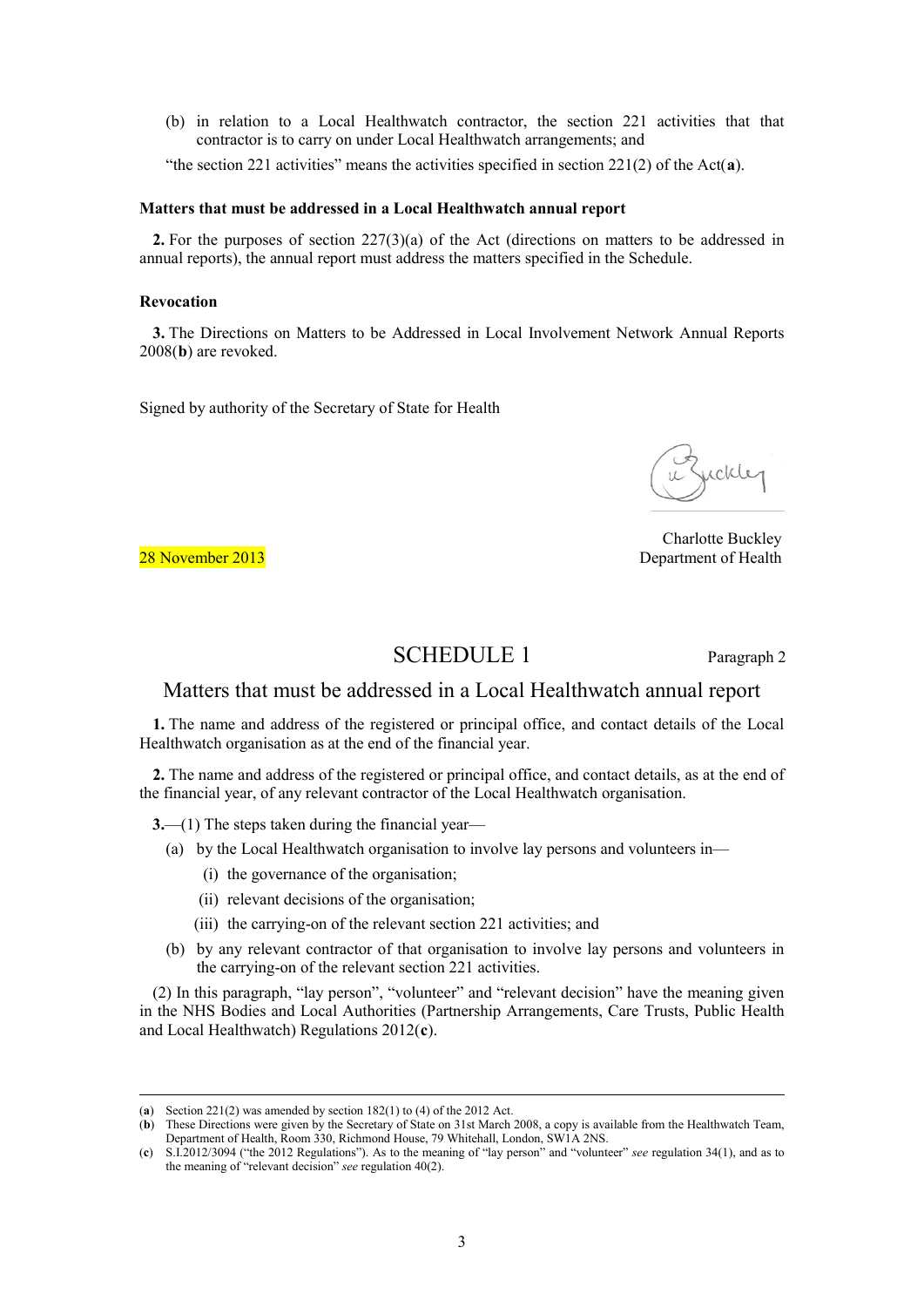(b) in relation to a Local Healthwatch contractor, the section 221 activities that that contractor is to carry on under Local Healthwatch arrangements; and

"the section 221 activities" means the activities specified in section 221(2) of the Act(**a**).

**Matters that must be addressed in a Local Healthwatch annual report**

**2.** For the purposes of section 227(3)(a) of the Act (directions on matters to be addressed in annual reports), the annual report must address the matters specified in the Schedule.

**Revocation**

**3.** The Directions on Matters to be Addressed in Local Involvement Network Annual Reports 2008(**b**) are revoked.

Signed by authority of the Secretary of State for Health

Charlotte Buckley
Department of Health

28 November 2013

## SCHEDULE 1

Paragraph 2

## Matters that must be addressed in a Local Healthwatch annual report

**1.** The name and address of the registered or principal office, and contact details of the Local Healthwatch organisation as at the end of the financial year.

**2.** The name and address of the registered or principal office, and contact details, as at the end of the financial year, of any relevant contractor of the Local Healthwatch organisation.

**3.**—(1) The steps taken during the financial year—

(a) by the Local Healthwatch organisation to involve lay persons and volunteers in—

(i) the governance of the organisation;

(ii) relevant decisions of the organisation;

(iii) the carrying-on of the relevant section 221 activities; and

(b) by any relevant contractor of that organisation to involve lay persons and volunteers in the carrying-on of the relevant section 221 activities.

(2) In this paragraph, "lay person", "volunteer" and "relevant decision" have the meaning given in the NHS Bodies and Local Authorities (Partnership Arrangements, Care Trusts, Public Health and Local Healthwatch) Regulations 2012(**c**).

---

(**a**) Section 221(2) was amended by section 182(1) to (4) of the 2012 Act.

(**b**) These Directions were given by the Secretary of State on 31st March 2008, a copy is available from the Healthwatch Team, Department of Health, Room 330, Richmond House, 79 Whitehall, London, SW1A 2NS.

(**c**) S.I.2012/3094 ("the 2012 Regulations"). As to the meaning of "lay person" and "volunteer" *see* regulation 34(1), and as to the meaning of "relevant decision" *see* regulation 40(2).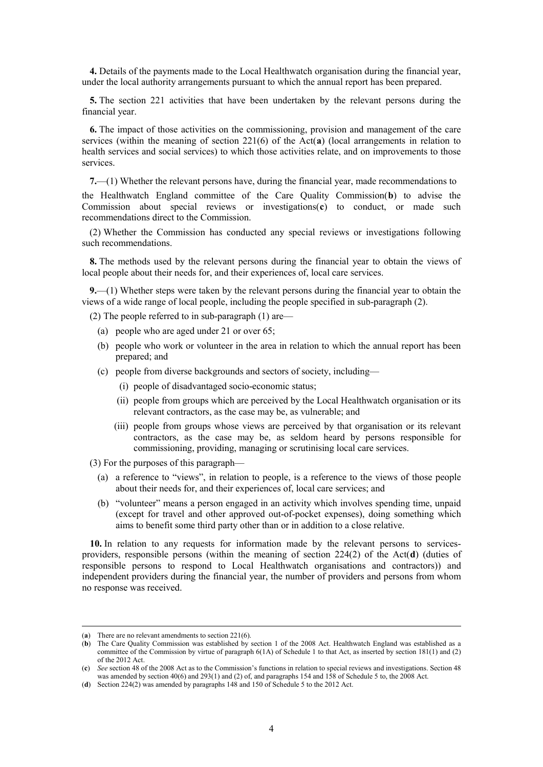**4.** Details of the payments made to the Local Healthwatch organisation during the financial year, under the local authority arrangements pursuant to which the annual report has been prepared.

**5.** The section 221 activities that have been undertaken by the relevant persons during the financial year.

**6.** The impact of those activities on the commissioning, provision and management of the care services (within the meaning of section 221(6) of the Act(**a**) (local arrangements in relation to health services and social services) to which those activities relate, and on improvements to those services.

**7.**—(1) Whether the relevant persons have, during the financial year, made recommendations to the Healthwatch England committee of the Care Quality Commission(**b**) to advise the Commission about special reviews or investigations(**c**) to conduct, or made such recommendations direct to the Commission.

(2) Whether the Commission has conducted any special reviews or investigations following such recommendations.

**8.** The methods used by the relevant persons during the financial year to obtain the views of local people about their needs for, and their experiences of, local care services.

**9.**—(1) Whether steps were taken by the relevant persons during the financial year to obtain the views of a wide range of local people, including the people specified in sub-paragraph (2).

(2) The people referred to in sub-paragraph (1) are—

- (a) people who are aged under 21 or over 65;
- (b) people who work or volunteer in the area in relation to which the annual report has been prepared; and
- (c) people from diverse backgrounds and sectors of society, including—
  - (i) people of disadvantaged socio-economic status;
  - (ii) people from groups which are perceived by the Local Healthwatch organisation or its relevant contractors, as the case may be, as vulnerable; and
  - (iii) people from groups whose views are perceived by that organisation or its relevant contractors, as the case may be, as seldom heard by persons responsible for commissioning, providing, managing or scrutinising local care services.

(3) For the purposes of this paragraph—

- (a) a reference to "views", in relation to people, is a reference to the views of those people about their needs for, and their experiences of, local care services; and
- (b) "volunteer" means a person engaged in an activity which involves spending time, unpaid (except for travel and other approved out-of-pocket expenses), doing something which aims to benefit some third party other than or in addition to a close relative.

**10.** In relation to any requests for information made by the relevant persons to services-providers, responsible persons (within the meaning of section 224(2) of the Act(**d**) (duties of responsible persons to respond to Local Healthwatch organisations and contractors)) and independent providers during the financial year, the number of providers and persons from whom no response was received.

---

(**a**) There are no relevant amendments to section 221(6).

(**b**) The Care Quality Commission was established by section 1 of the 2008 Act. Healthwatch England was established as a committee of the Commission by virtue of paragraph 6(1A) of Schedule 1 to that Act, as inserted by section 181(1) and (2) of the 2012 Act.

(**c**) *See* section 48 of the 2008 Act as to the Commission's functions in relation to special reviews and investigations. Section 48 was amended by section 40(6) and 293(1) and (2) of, and paragraphs 154 and 158 of Schedule 5 to, the 2008 Act.

(**d**) Section 224(2) was amended by paragraphs 148 and 150 of Schedule 5 to the 2012 Act.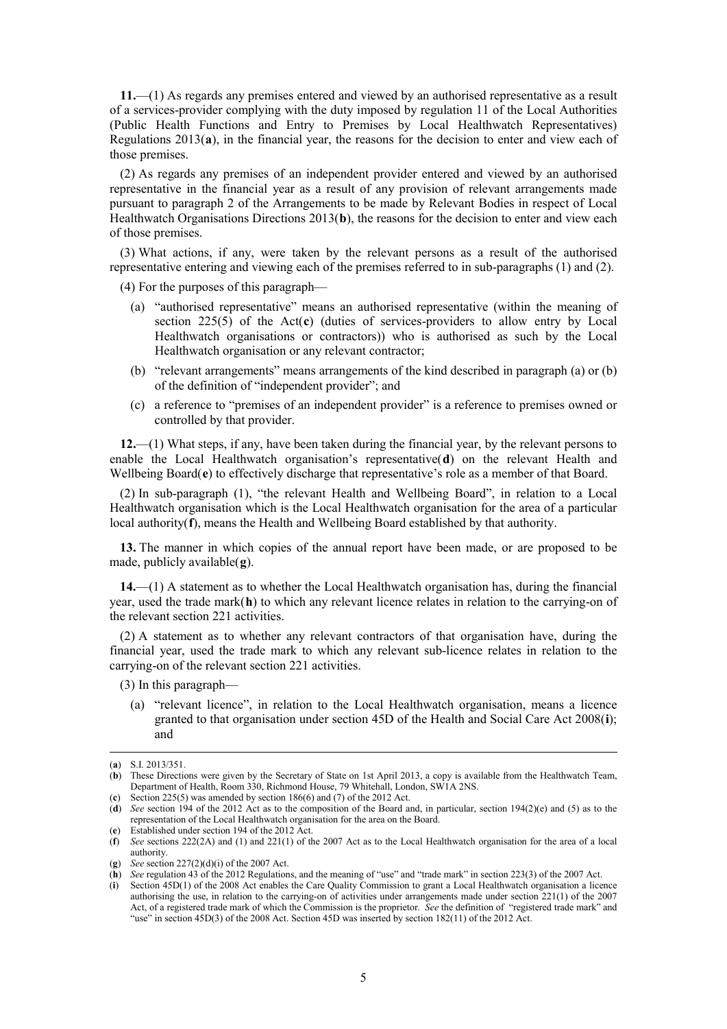**11.**—(1) As regards any premises entered and viewed by an authorised representative as a result of a services-provider complying with the duty imposed by regulation 11 of the Local Authorities (Public Health Functions and Entry to Premises by Local Healthwatch Representatives) Regulations 2013(**a**), in the financial year, the reasons for the decision to enter and view each of those premises.

(2) As regards any premises of an independent provider entered and viewed by an authorised representative in the financial year as a result of any provision of relevant arrangements made pursuant to paragraph 2 of the Arrangements to be made by Relevant Bodies in respect of Local Healthwatch Organisations Directions 2013(**b**), the reasons for the decision to enter and view each of those premises.

(3) What actions, if any, were taken by the relevant persons as a result of the authorised representative entering and viewing each of the premises referred to in sub-paragraphs (1) and (2).

(4) For the purposes of this paragraph—

- (a) "authorised representative" means an authorised representative (within the meaning of section 225(5) of the Act(**c**) (duties of services-providers to allow entry by Local Healthwatch organisations or contractors)) who is authorised as such by the Local Healthwatch organisation or any relevant contractor;
- (b) "relevant arrangements" means arrangements of the kind described in paragraph (a) or (b) of the definition of "independent provider"; and
- (c) a reference to "premises of an independent provider" is a reference to premises owned or controlled by that provider.

**12.**—(1) What steps, if any, have been taken during the financial year, by the relevant persons to enable the Local Healthwatch organisation's representative(**d**) on the relevant Health and Wellbeing Board(**e**) to effectively discharge that representative's role as a member of that Board.

(2) In sub-paragraph (1), "the relevant Health and Wellbeing Board", in relation to a Local Healthwatch organisation which is the Local Healthwatch organisation for the area of a particular local authority(**f**), means the Health and Wellbeing Board established by that authority.

**13.** The manner in which copies of the annual report have been made, or are proposed to be made, publicly available(**g**).

**14.**—(1) A statement as to whether the Local Healthwatch organisation has, during the financial year, used the trade mark(**h**) to which any relevant licence relates in relation to the carrying-on of the relevant section 221 activities.

(2) A statement as to whether any relevant contractors of that organisation have, during the financial year, used the trade mark to which any relevant sub-licence relates in relation to the carrying-on of the relevant section 221 activities.

(3) In this paragraph—

- (a) "relevant licence", in relation to the Local Healthwatch organisation, means a licence granted to that organisation under section 45D of the Health and Social Care Act 2008(**i**); and

---

(**a**) S.I. 2013/351.

(**b**) These Directions were given by the Secretary of State on 1st April 2013, a copy is available from the Healthwatch Team, Department of Health, Room 330, Richmond House, 79 Whitehall, London, SW1A 2NS.

(**c**) Section 225(5) was amended by section 186(6) and (7) of the 2012 Act.

(**d**) *See* section 194 of the 2012 Act as to the composition of the Board and, in particular, section 194(2)(e) and (5) as to the representation of the Local Healthwatch organisation for the area on the Board.

(**e**) Established under section 194 of the 2012 Act.

(**f**) *See* sections 222(2A) and (1) and 221(1) of the 2007 Act as to the Local Healthwatch organisation for the area of a local authority.

(**g**) *See* section 227(2)(d)(i) of the 2007 Act.

(**h**) *See* regulation 43 of the 2012 Regulations, and the meaning of "use" and "trade mark" in section 223(3) of the 2007 Act.

(**i**) Section 45D(1) of the 2008 Act enables the Care Quality Commission to grant a Local Healthwatch organisation a licence authorising the use, in relation to the carrying-on of activities under arrangements made under section 221(1) of the 2007 Act, of a registered trade mark of which the Commission is the proprietor. *See* the definition of "registered trade mark" and "use" in section 45D(3) of the 2008 Act. Section 45D was inserted by section 182(11) of the 2012 Act.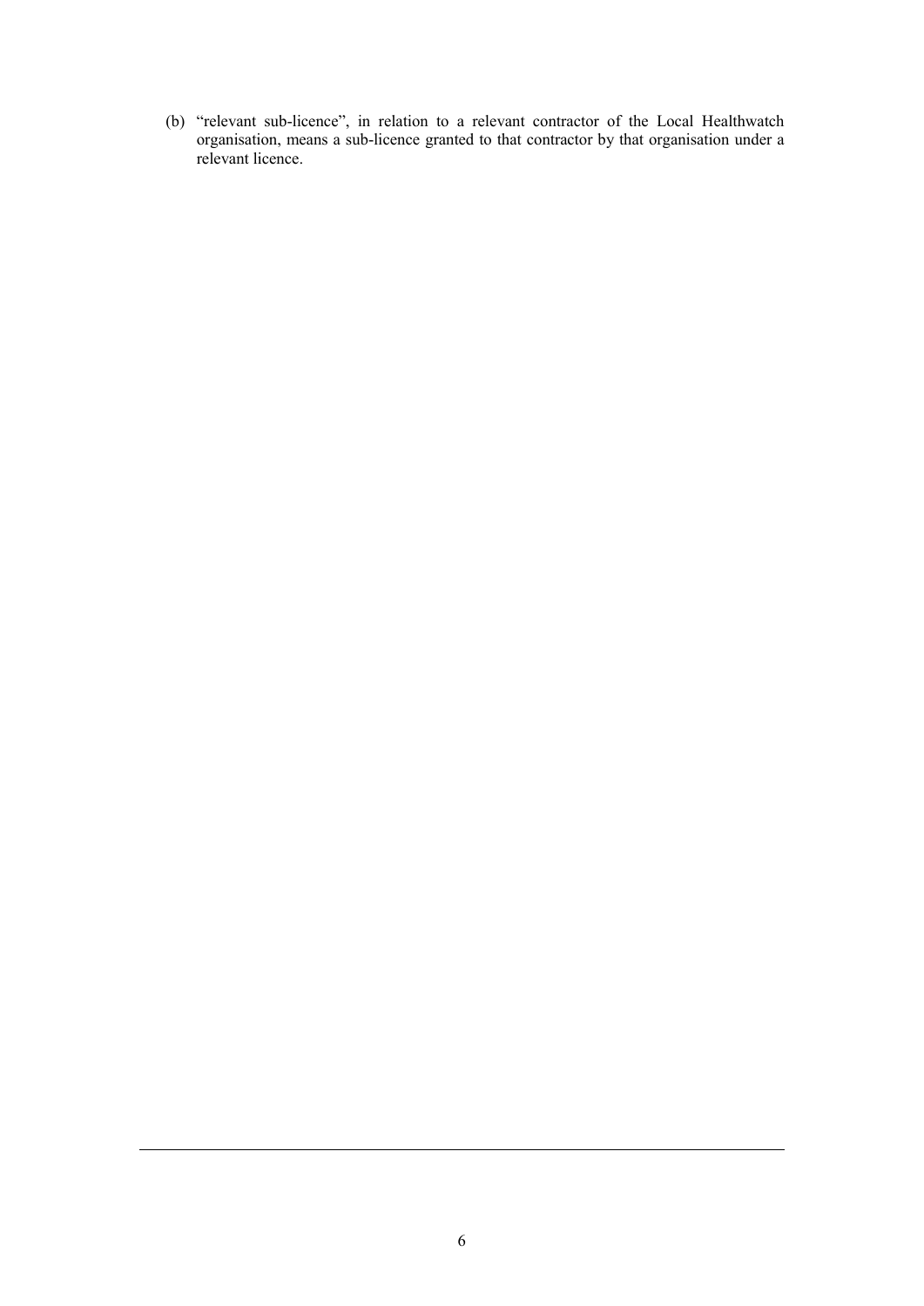(b) "relevant sub-licence", in relation to a relevant contractor of the Local Healthwatch organisation, means a sub-licence granted to that contractor by that organisation under a relevant licence.